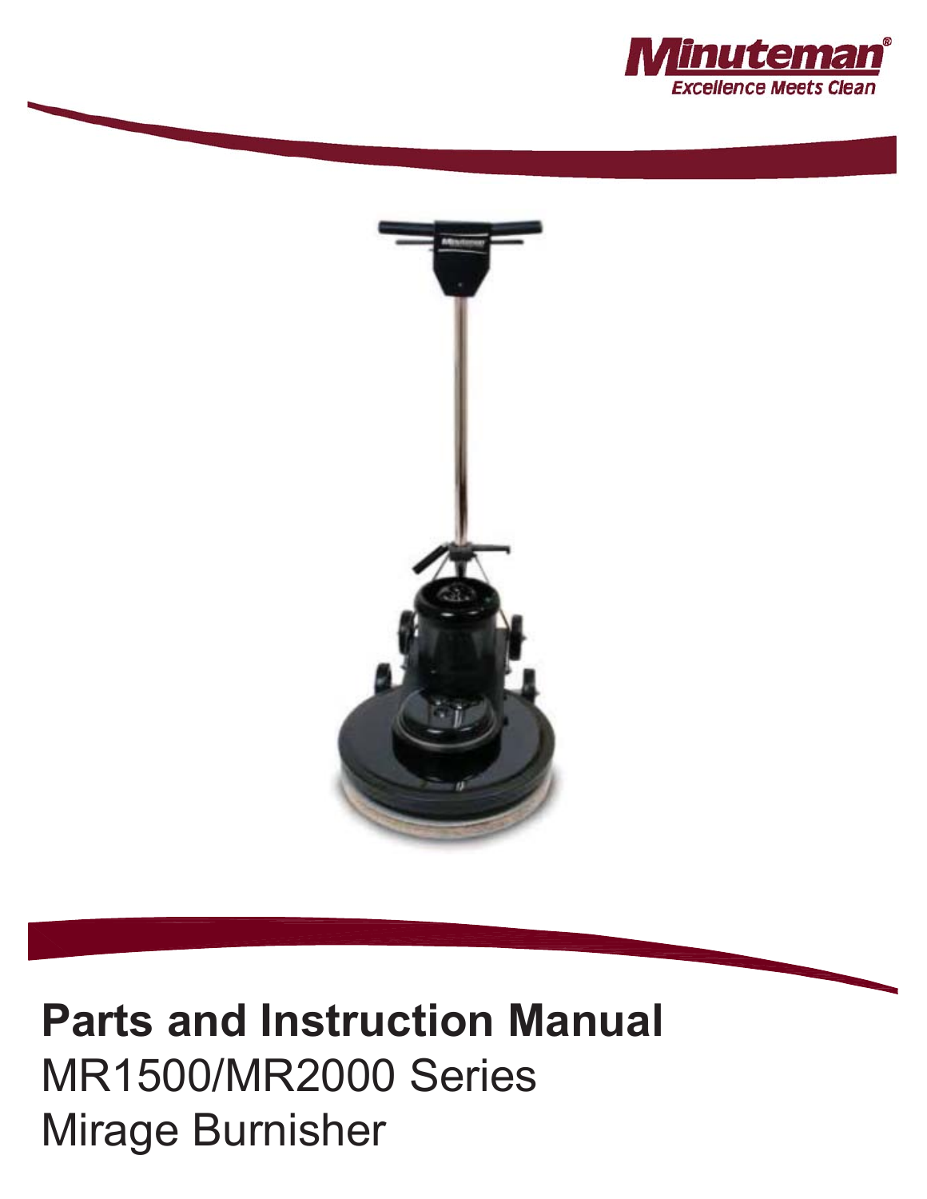Minuteman®
Excellence Meets Clean

# Parts and Instruction Manual

MR1500/MR2000 Series
Mirage Burnisher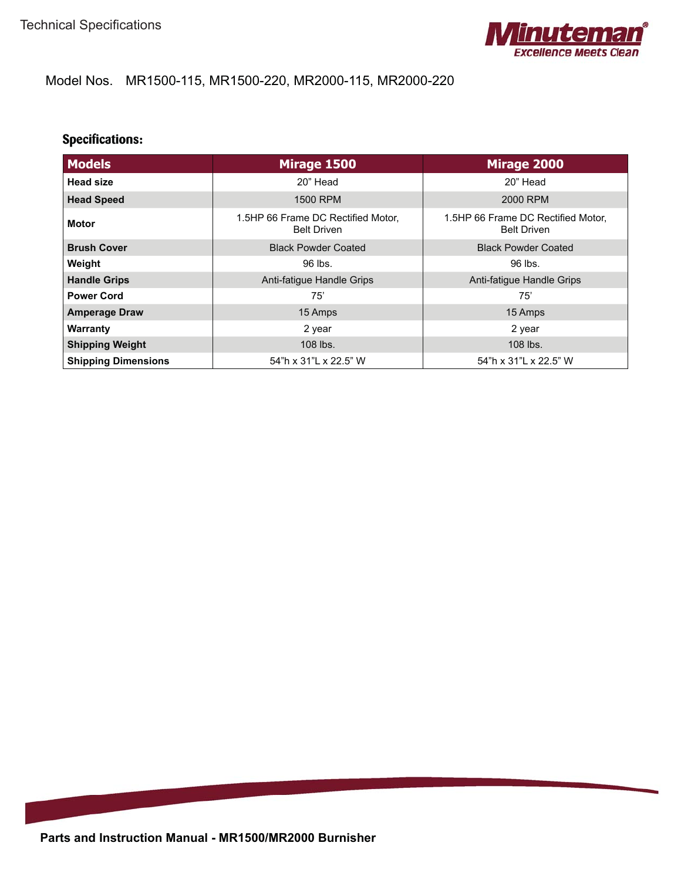Model Nos. MR1500-115, MR1500-220, MR2000-115, MR2000-220

## Specifications:

| Models | Mirage 1500 | Mirage 2000 |
| --- | --- | --- |
| **Head size** | 20” Head | 20” Head |
| **Head Speed** | 1500 RPM | 2000 RPM |
| **Motor** | 1.5HP 66 Frame DC Rectified Motor, Belt Driven | 1.5HP 66 Frame DC Rectified Motor, Belt Driven |
| **Brush Cover** | Black Powder Coated | Black Powder Coated |
| **Weight** | 96 lbs. | 96 lbs. |
| **Handle Grips** | Anti-fatigue Handle Grips | Anti-fatigue Handle Grips |
| **Power Cord** | 75’ | 75’ |
| **Amperage Draw** | 15 Amps | 15 Amps |
| **Warranty** | 2 year | 2 year |
| **Shipping Weight** | 108 lbs. | 108 lbs. |
| **Shipping Dimensions** | 54”h x 31”L x 22.5” W | 54”h x 31”L x 22.5” W |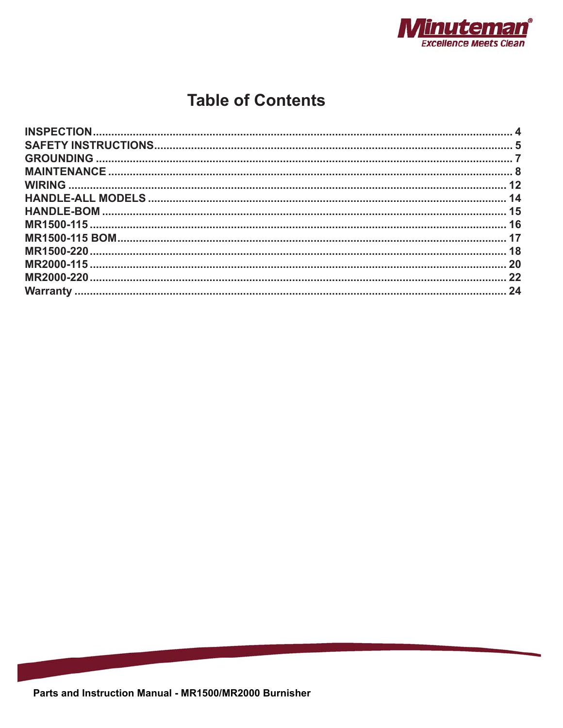# Table of Contents

| | |
|---|---|
| INSPECTION | 4 |
| SAFETY INSTRUCTIONS | 5 |
| GROUNDING | 7 |
| MAINTENANCE | 8 |
| WIRING | 12 |
| HANDLE-ALL MODELS | 14 |
| HANDLE-BOM | 15 |
| MR1500-115 | 16 |
| MR1500-115 BOM | 17 |
| MR1500-220 | 18 |
| MR2000-115 | 20 |
| MR2000-220 | 22 |
| Warranty | 24 |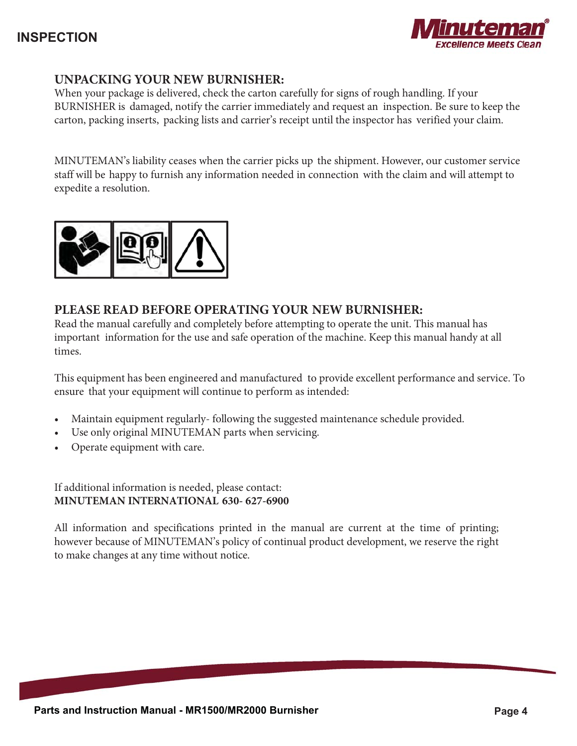# INSPECTION

## UNPACKING YOUR NEW BURNISHER:

When your package is delivered, check the carton carefully for signs of rough handling. If your BURNISHER is damaged, notify the carrier immediately and request an inspection. Be sure to keep the carton, packing inserts, packing lists and carrier's receipt until the inspector has verified your claim.

MINUTEMAN's liability ceases when the carrier picks up the shipment. However, our customer service staff will be happy to furnish any information needed in connection with the claim and will attempt to expedite a resolution.

## PLEASE READ BEFORE OPERATING YOUR NEW BURNISHER:

Read the manual carefully and completely before attempting to operate the unit. This manual has important information for the use and safe operation of the machine. Keep this manual handy at all times.

This equipment has been engineered and manufactured to provide excellent performance and service. To ensure that your equipment will continue to perform as intended:

- Maintain equipment regularly- following the suggested maintenance schedule provided.
- Use only original MINUTEMAN parts when servicing.
- Operate equipment with care.

If additional information is needed, please contact:
**MINUTEMAN INTERNATIONAL 630- 627-6900**

All information and specifications printed in the manual are current at the time of printing; however because of MINUTEMAN's policy of continual product development, we reserve the right to make changes at any time without notice.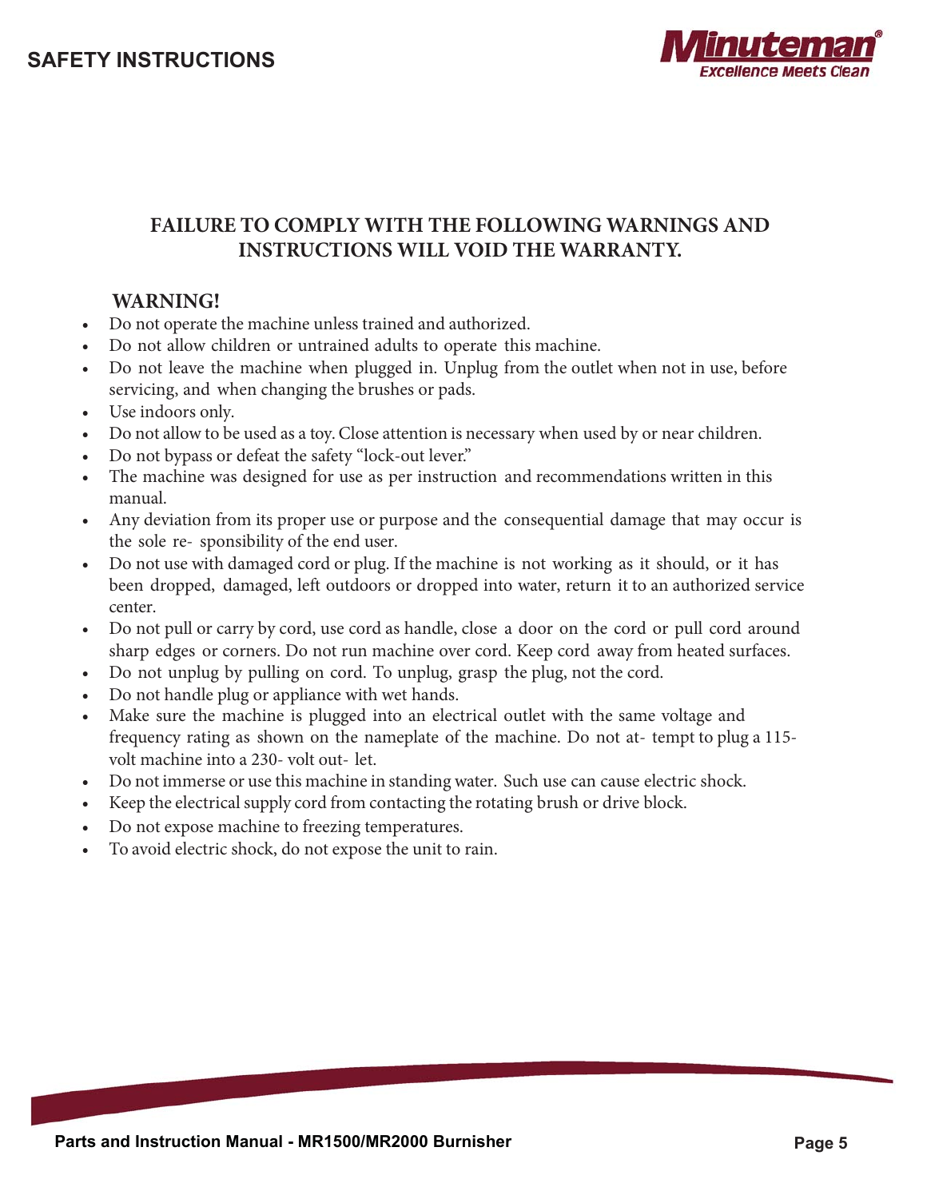# SAFETY INSTRUCTIONS

**FAILURE TO COMPLY WITH THE FOLLOWING WARNINGS AND INSTRUCTIONS WILL VOID THE WARRANTY.**

**WARNING!**

- Do not operate the machine unless trained and authorized.
- Do not allow children or untrained adults to operate this machine.
- Do not leave the machine when plugged in. Unplug from the outlet when not in use, before servicing, and when changing the brushes or pads.
- Use indoors only.
- Do not allow to be used as a toy. Close attention is necessary when used by or near children.
- Do not bypass or defeat the safety "lock-out lever."
- The machine was designed for use as per instruction and recommendations written in this manual.
- Any deviation from its proper use or purpose and the consequential damage that may occur is the sole re- sponsibility of the end user.
- Do not use with damaged cord or plug. If the machine is not working as it should, or it has been dropped, damaged, left outdoors or dropped into water, return it to an authorized service center.
- Do not pull or carry by cord, use cord as handle, close a door on the cord or pull cord around sharp edges or corners. Do not run machine over cord. Keep cord away from heated surfaces.
- Do not unplug by pulling on cord. To unplug, grasp the plug, not the cord.
- Do not handle plug or appliance with wet hands.
- Make sure the machine is plugged into an electrical outlet with the same voltage and frequency rating as shown on the nameplate of the machine. Do not at- tempt to plug a 115-volt machine into a 230- volt out- let.
- Do not immerse or use this machine in standing water. Such use can cause electric shock.
- Keep the electrical supply cord from contacting the rotating brush or drive block.
- Do not expose machine to freezing temperatures.
- To avoid electric shock, do not expose the unit to rain.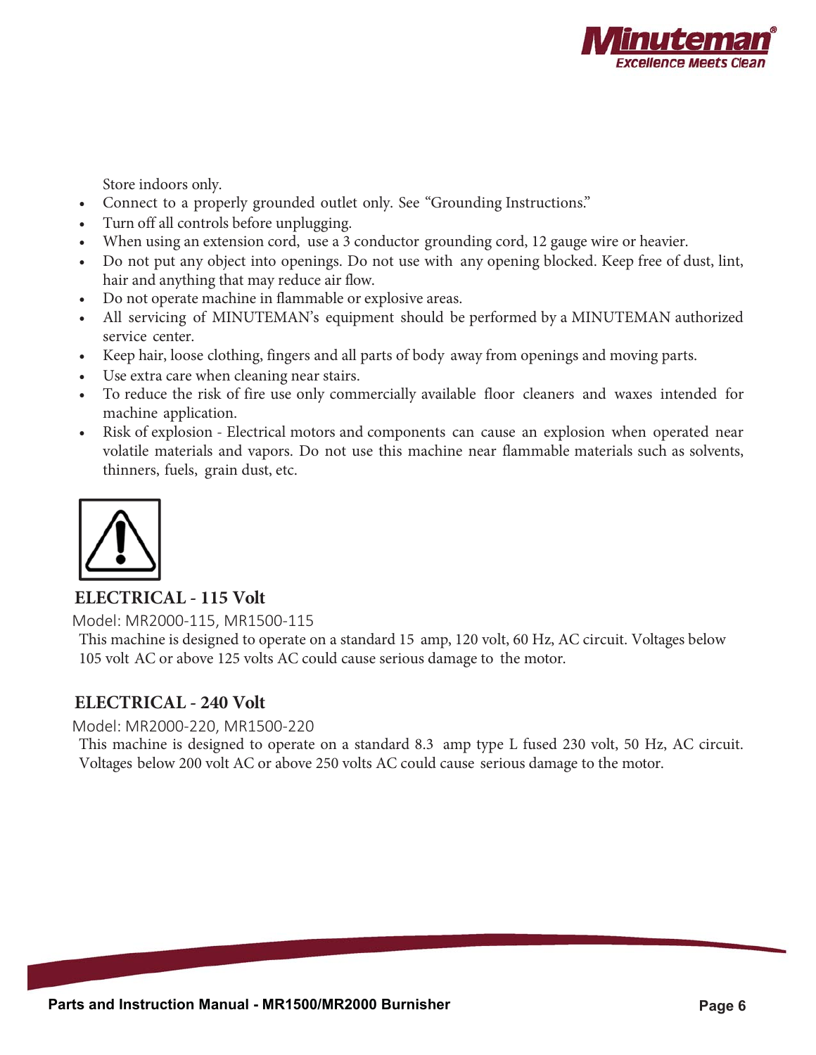Store indoors only.

- Connect to a properly grounded outlet only. See "Grounding Instructions."
- Turn off all controls before unplugging.
- When using an extension cord, use a 3 conductor grounding cord, 12 gauge wire or heavier.
- Do not put any object into openings. Do not use with any opening blocked. Keep free of dust, lint, hair and anything that may reduce air flow.
- Do not operate machine in flammable or explosive areas.
- All servicing of MINUTEMAN's equipment should be performed by a MINUTEMAN authorized service center.
- Keep hair, loose clothing, fingers and all parts of body away from openings and moving parts.
- Use extra care when cleaning near stairs.
- To reduce the risk of fire use only commercially available floor cleaners and waxes intended for machine application.
- Risk of explosion - Electrical motors and components can cause an explosion when operated near volatile materials and vapors. Do not use this machine near flammable materials such as solvents, thinners, fuels, grain dust, etc.

## ELECTRICAL - 115 Volt

Model: MR2000-115, MR1500-115

This machine is designed to operate on a standard 15 amp, 120 volt, 60 Hz, AC circuit. Voltages below 105 volt AC or above 125 volts AC could cause serious damage to the motor.

## ELECTRICAL - 240 Volt

Model: MR2000-220, MR1500-220

This machine is designed to operate on a standard 8.3 amp type L fused 230 volt, 50 Hz, AC circuit. Voltages below 200 volt AC or above 250 volts AC could cause serious damage to the motor.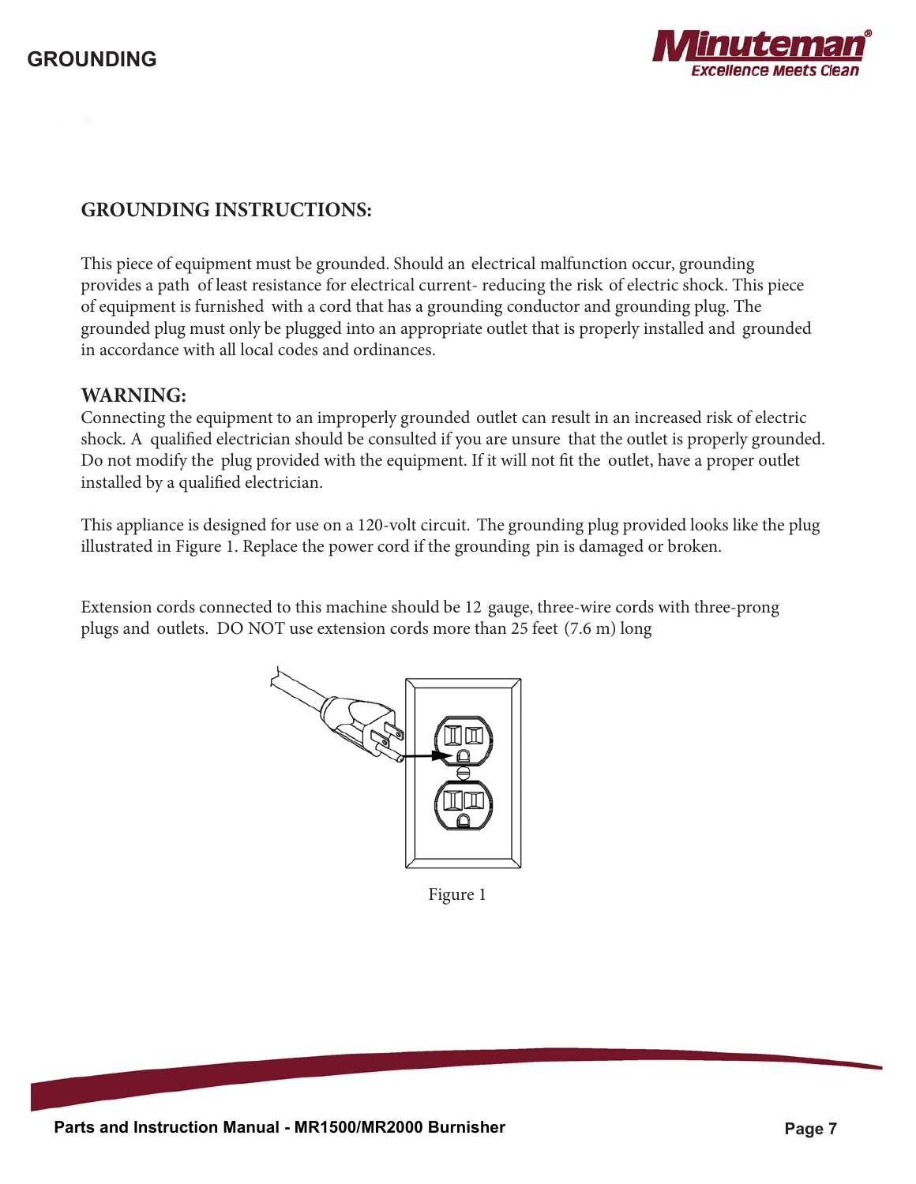# GROUNDING

## GROUNDING INSTRUCTIONS:

This piece of equipment must be grounded. Should an electrical malfunction occur, grounding provides a path of least resistance for electrical current- reducing the risk of electric shock. This piece of equipment is furnished with a cord that has a grounding conductor and grounding plug. The grounded plug must only be plugged into an appropriate outlet that is properly installed and grounded in accordance with all local codes and ordinances.

**WARNING:**
Connecting the equipment to an improperly grounded outlet can result in an increased risk of electric shock. A qualified electrician should be consulted if you are unsure that the outlet is properly grounded. Do not modify the plug provided with the equipment. If it will not fit the outlet, have a proper outlet installed by a qualified electrician.

This appliance is designed for use on a 120-volt circuit. The grounding plug provided looks like the plug illustrated in Figure 1. Replace the power cord if the grounding pin is damaged or broken.

Extension cords connected to this machine should be 12 gauge, three-wire cords with three-prong plugs and outlets. DO NOT use extension cords more than 25 feet (7.6 m) long

Figure 1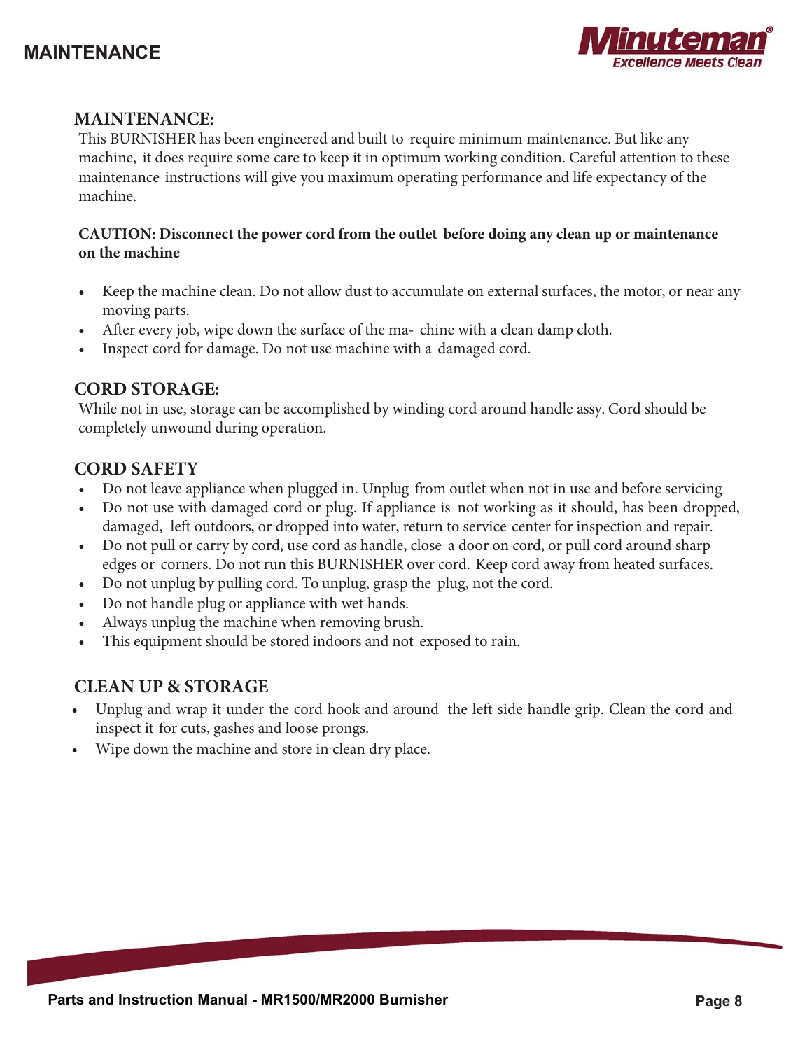## MAINTENANCE:

This BURNISHER has been engineered and built to require minimum maintenance. But like any machine, it does require some care to keep it in optimum working condition. Careful attention to these maintenance instructions will give you maximum operating performance and life expectancy of the machine.

**CAUTION: Disconnect the power cord from the outlet before doing any clean up or maintenance on the machine**

- Keep the machine clean. Do not allow dust to accumulate on external surfaces, the motor, or near any moving parts.
- After every job, wipe down the surface of the ma- chine with a clean damp cloth.
- Inspect cord for damage. Do not use machine with a damaged cord.

## CORD STORAGE:

While not in use, storage can be accomplished by winding cord around handle assy. Cord should be completely unwound during operation.

## CORD SAFETY

- Do not leave appliance when plugged in. Unplug from outlet when not in use and before servicing
- Do not use with damaged cord or plug. If appliance is not working as it should, has been dropped, damaged, left outdoors, or dropped into water, return to service center for inspection and repair.
- Do not pull or carry by cord, use cord as handle, close a door on cord, or pull cord around sharp edges or corners. Do not run this BURNISHER over cord. Keep cord away from heated surfaces.
- Do not unplug by pulling cord. To unplug, grasp the plug, not the cord.
- Do not handle plug or appliance with wet hands.
- Always unplug the machine when removing brush.
- This equipment should be stored indoors and not exposed to rain.

## CLEAN UP & STORAGE

- Unplug and wrap it under the cord hook and around the left side handle grip. Clean the cord and inspect it for cuts, gashes and loose prongs.
- Wipe down the machine and store in clean dry place.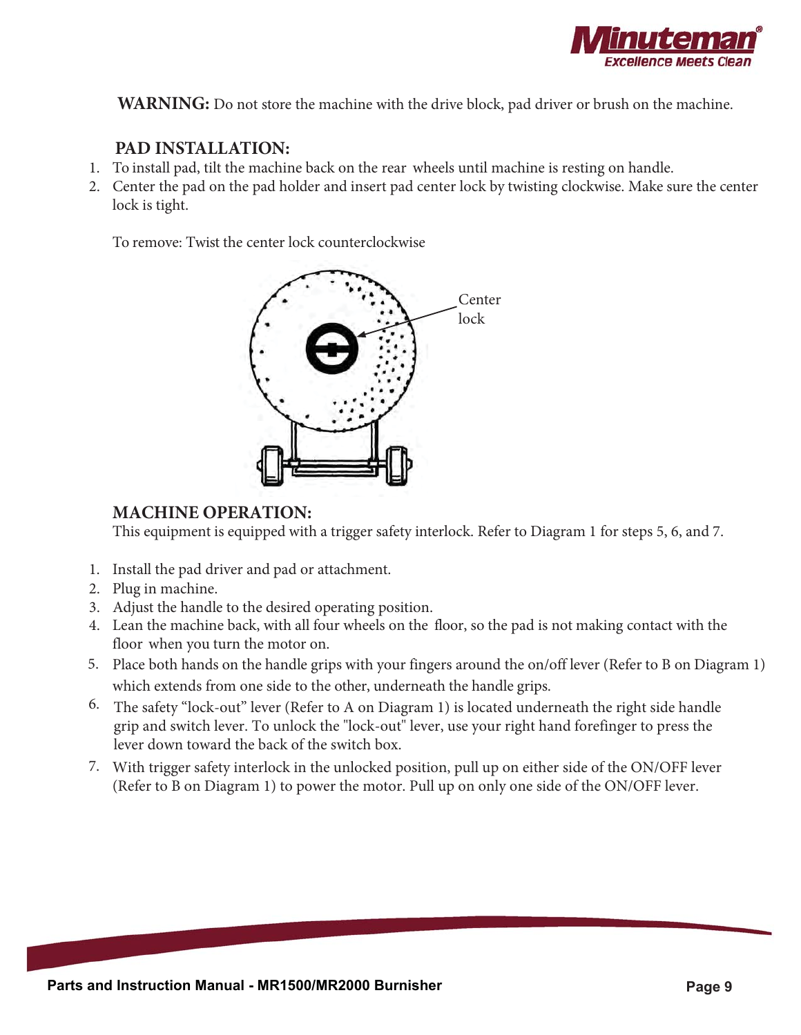**WARNING:** Do not store the machine with the drive block, pad driver or brush on the machine.

## PAD INSTALLATION:

1. To install pad, tilt the machine back on the rear wheels until machine is resting on handle.
2. Center the pad on the pad holder and insert pad center lock by twisting clockwise. Make sure the center lock is tight.

To remove: Twist the center lock counterclockwise

Center lock

## MACHINE OPERATION:

This equipment is equipped with a trigger safety interlock. Refer to Diagram 1 for steps 5, 6, and 7.

1. Install the pad driver and pad or attachment.
2. Plug in machine.
3. Adjust the handle to the desired operating position.
4. Lean the machine back, with all four wheels on the floor, so the pad is not making contact with the floor when you turn the motor on.
5. Place both hands on the handle grips with your fingers around the on/off lever (Refer to B on Diagram 1) which extends from one side to the other, underneath the handle grips.
6. The safety "lock-out" lever (Refer to A on Diagram 1) is located underneath the right side handle grip and switch lever. To unlock the "lock-out" lever, use your right hand forefinger to press the lever down toward the back of the switch box.
7. With trigger safety interlock in the unlocked position, pull up on either side of the ON/OFF lever (Refer to B on Diagram 1) to power the motor. Pull up on only one side of the ON/OFF lever.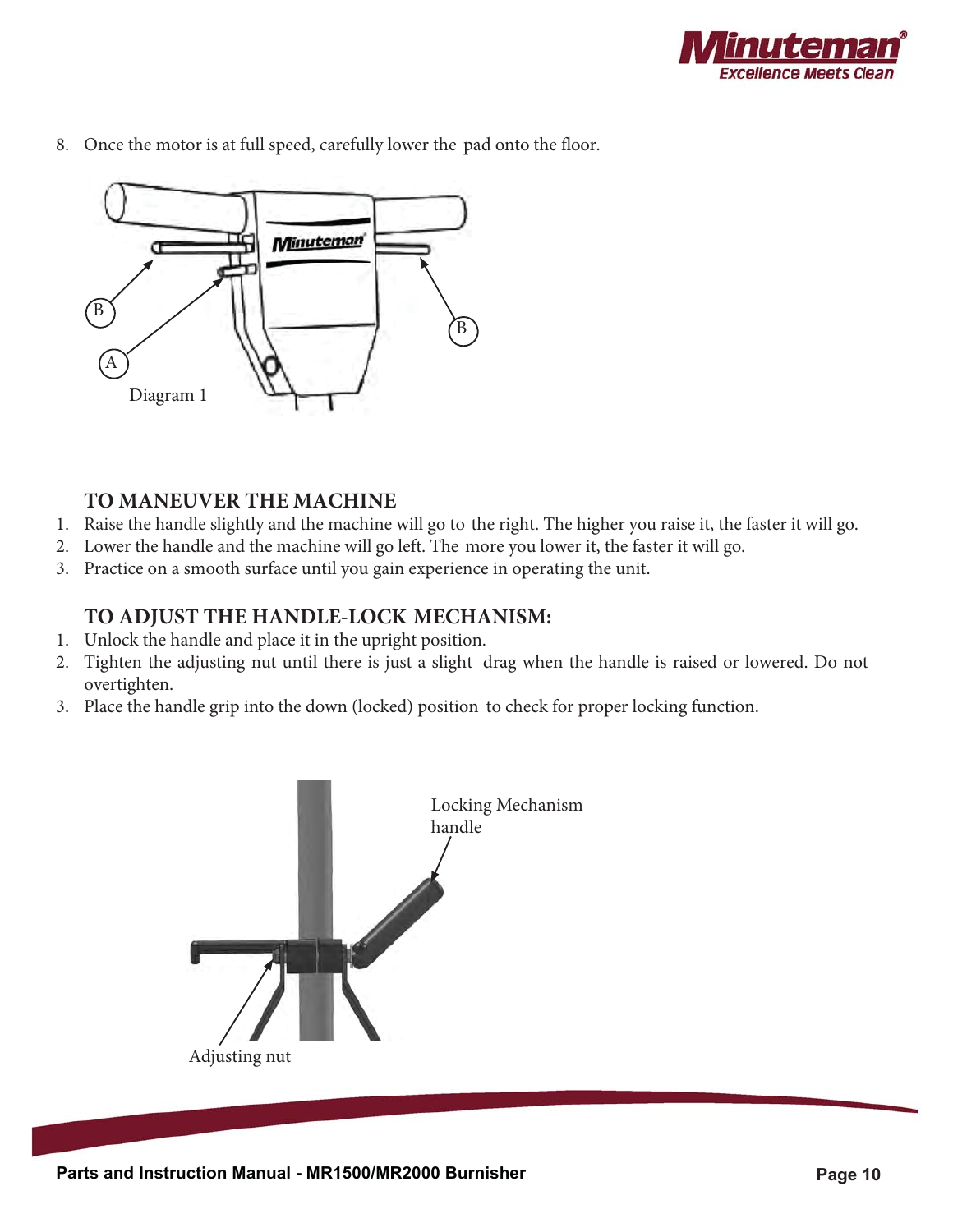8. Once the motor is at full speed, carefully lower the pad onto the floor.

Diagram 1

### TO MANEUVER THE MACHINE

1. Raise the handle slightly and the machine will go to the right. The higher you raise it, the faster it will go.
2. Lower the handle and the machine will go left. The more you lower it, the faster it will go.
3. Practice on a smooth surface until you gain experience in operating the unit.

### TO ADJUST THE HANDLE-LOCK MECHANISM:

1. Unlock the handle and place it in the upright position.
2. Tighten the adjusting nut until there is just a slight drag when the handle is raised or lowered. Do not overtighten.
3. Place the handle grip into the down (locked) position to check for proper locking function.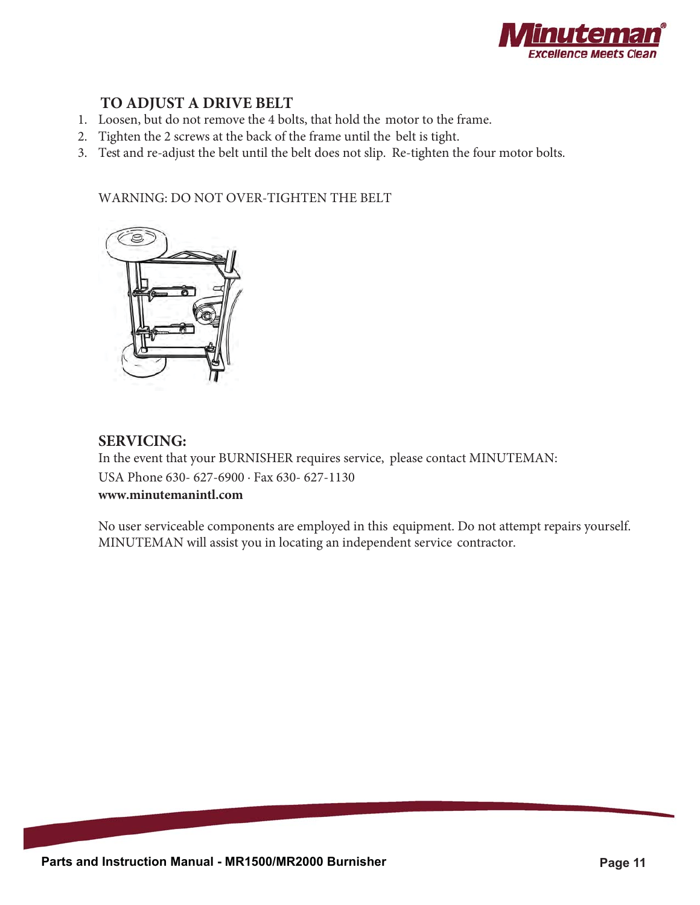## TO ADJUST A DRIVE BELT

1. Loosen, but do not remove the 4 bolts, that hold the motor to the frame.
2. Tighten the 2 screws at the back of the frame until the belt is tight.
3. Test and re-adjust the belt until the belt does not slip. Re-tighten the four motor bolts.

WARNING: DO NOT OVER-TIGHTEN THE BELT

## SERVICING:

In the event that your BURNISHER requires service, please contact MINUTEMAN:
USA Phone 630- 627-6900 · Fax 630- 627-1130
**www.minutemanintl.com**

No user serviceable components are employed in this equipment. Do not attempt repairs yourself. MINUTEMAN will assist you in locating an independent service contractor.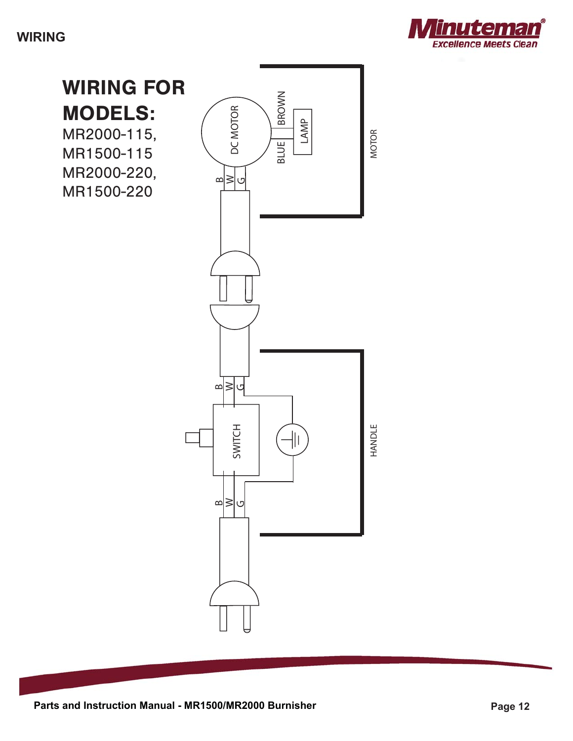# WIRING FOR MODELS:

MR2000-115,
MR1500-115
MR2000-220,
MR1500-220

DC MOTOR

BROWN

LAMP

BLUE

MOTOR

B W G

B W G

SWITCH

HANDLE

B W G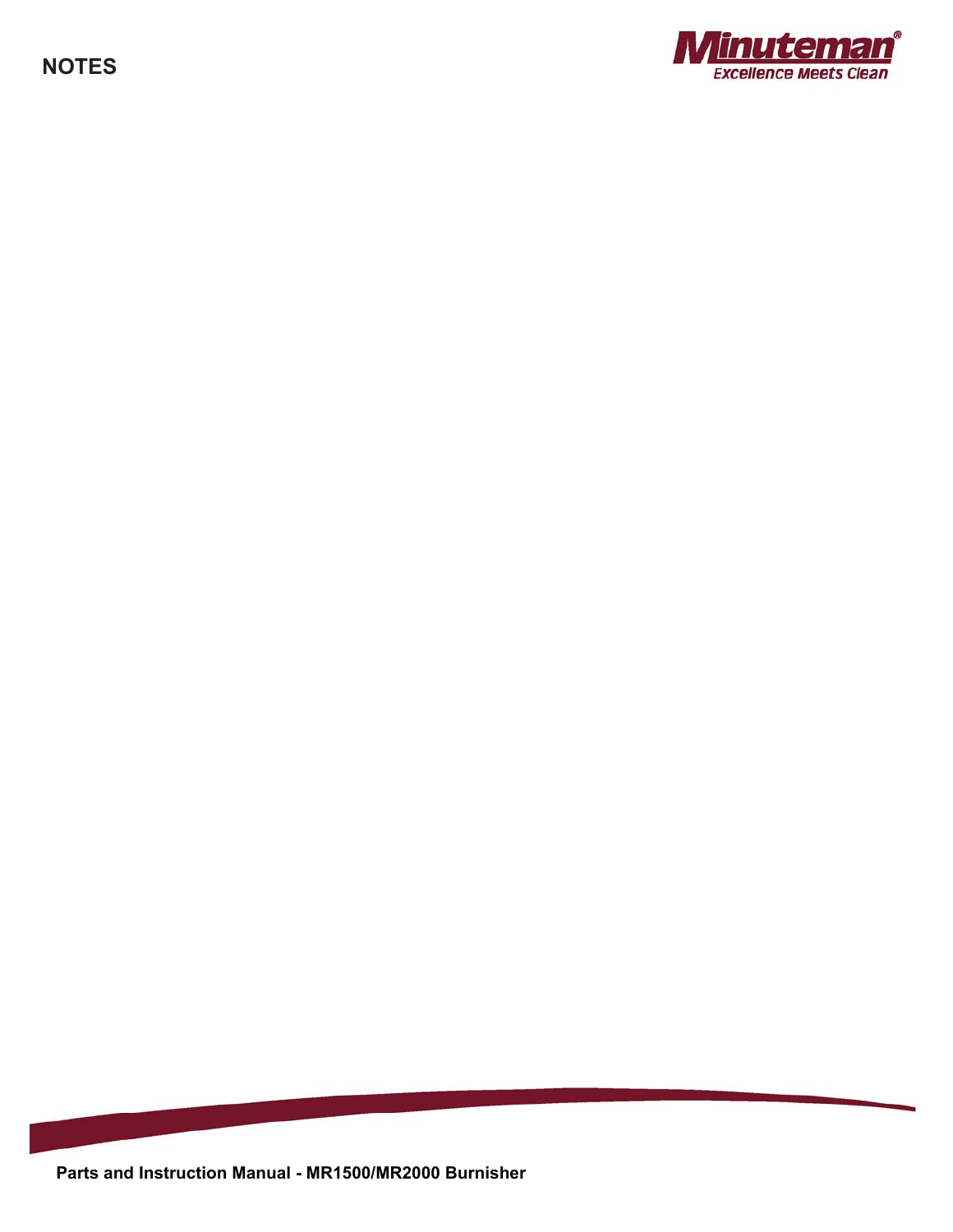# NOTES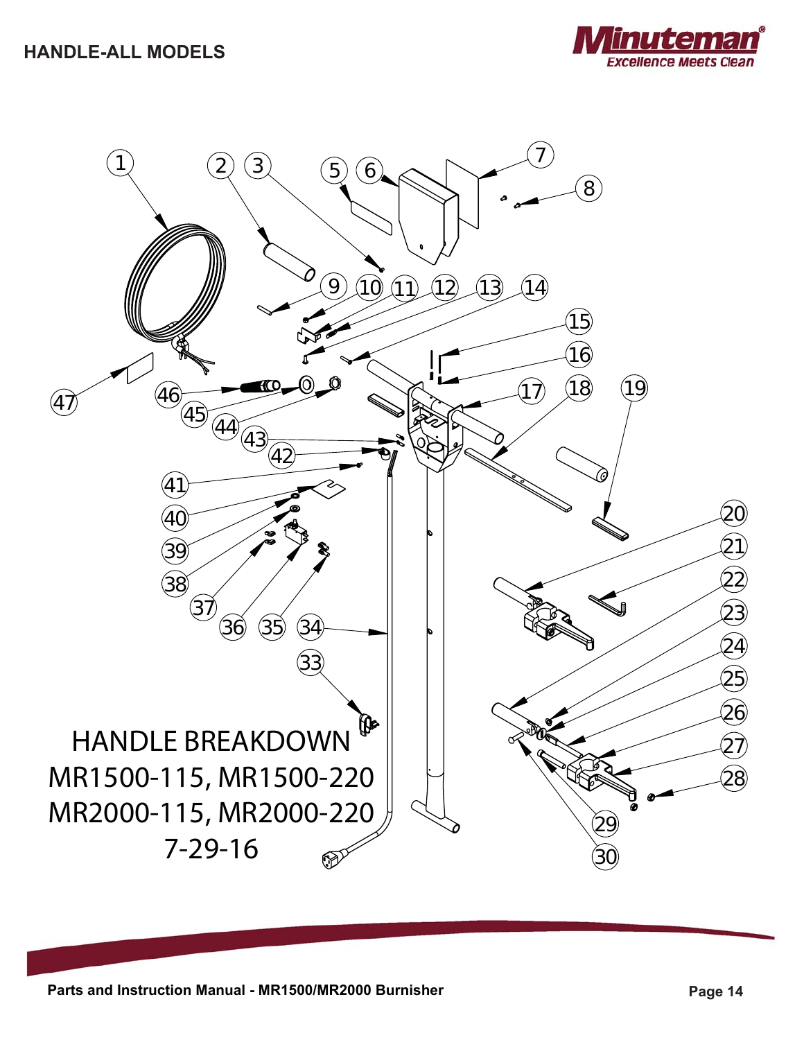## HANDLE-ALL MODELS

HANDLE BREAKDOWN
MR1500-115, MR1500-220
MR2000-115, MR2000-220
7-29-16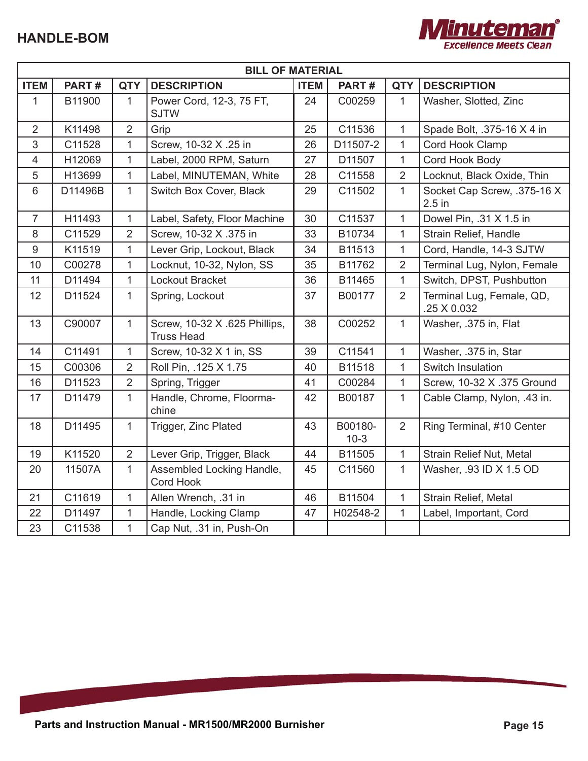# HANDLE-BOM

| BILL OF MATERIAL | | | | | | | |
|---|---|---|---|---|---|---|---|
| **ITEM** | **PART #** | **QTY** | **DESCRIPTION** | **ITEM** | **PART #** | **QTY** | **DESCRIPTION** |
| 1 | B11900 | 1 | Power Cord, 12-3, 75 FT, SJTW | 24 | C00259 | 1 | Washer, Slotted, Zinc |
| 2 | K11498 | 2 | Grip | 25 | C11536 | 1 | Spade Bolt, .375-16 X 4 in |
| 3 | C11528 | 1 | Screw, 10-32 X .25 in | 26 | D11507-2 | 1 | Cord Hook Clamp |
| 4 | H12069 | 1 | Label, 2000 RPM, Saturn | 27 | D11507 | 1 | Cord Hook Body |
| 5 | H13699 | 1 | Label, MINUTEMAN, White | 28 | C11558 | 2 | Locknut, Black Oxide, Thin |
| 6 | D11496B | 1 | Switch Box Cover, Black | 29 | C11502 | 1 | Socket Cap Screw, .375-16 X 2.5 in |
| 7 | H11493 | 1 | Label, Safety, Floor Machine | 30 | C11537 | 1 | Dowel Pin, .31 X 1.5 in |
| 8 | C11529 | 2 | Screw, 10-32 X .375 in | 33 | B10734 | 1 | Strain Relief, Handle |
| 9 | K11519 | 1 | Lever Grip, Lockout, Black | 34 | B11513 | 1 | Cord, Handle, 14-3 SJTW |
| 10 | C00278 | 1 | Locknut, 10-32, Nylon, SS | 35 | B11762 | 2 | Terminal Lug, Nylon, Female |
| 11 | D11494 | 1 | Lockout Bracket | 36 | B11465 | 1 | Switch, DPST, Pushbutton |
| 12 | D11524 | 1 | Spring, Lockout | 37 | B00177 | 2 | Terminal Lug, Female, QD, .25 X 0.032 |
| 13 | C90007 | 1 | Screw, 10-32 X .625 Phillips, Truss Head | 38 | C00252 | 1 | Washer, .375 in, Flat |
| 14 | C11491 | 1 | Screw, 10-32 X 1 in, SS | 39 | C11541 | 1 | Washer, .375 in, Star |
| 15 | C00306 | 2 | Roll Pin, .125 X 1.75 | 40 | B11518 | 1 | Switch Insulation |
| 16 | D11523 | 2 | Spring, Trigger | 41 | C00284 | 1 | Screw, 10-32 X .375 Ground |
| 17 | D11479 | 1 | Handle, Chrome, Floormachine | 42 | B00187 | 1 | Cable Clamp, Nylon, .43 in. |
| 18 | D11495 | 1 | Trigger, Zinc Plated | 43 | B00180-10-3 | 2 | Ring Terminal, #10 Center |
| 19 | K11520 | 2 | Lever Grip, Trigger, Black | 44 | B11505 | 1 | Strain Relief Nut, Metal |
| 20 | 11507A | 1 | Assembled Locking Handle, Cord Hook | 45 | C11560 | 1 | Washer, .93 ID X 1.5 OD |
| 21 | C11619 | 1 | Allen Wrench, .31 in | 46 | B11504 | 1 | Strain Relief, Metal |
| 22 | D11497 | 1 | Handle, Locking Clamp | 47 | H02548-2 | 1 | Label, Important, Cord |
| 23 | C11538 | 1 | Cap Nut, .31 in, Push-On | | | | |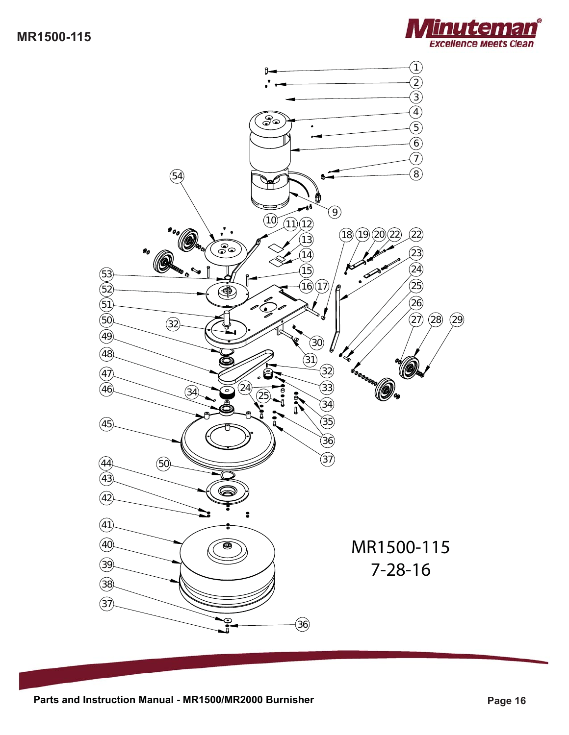# MR1500-115

MR1500-115
7-28-16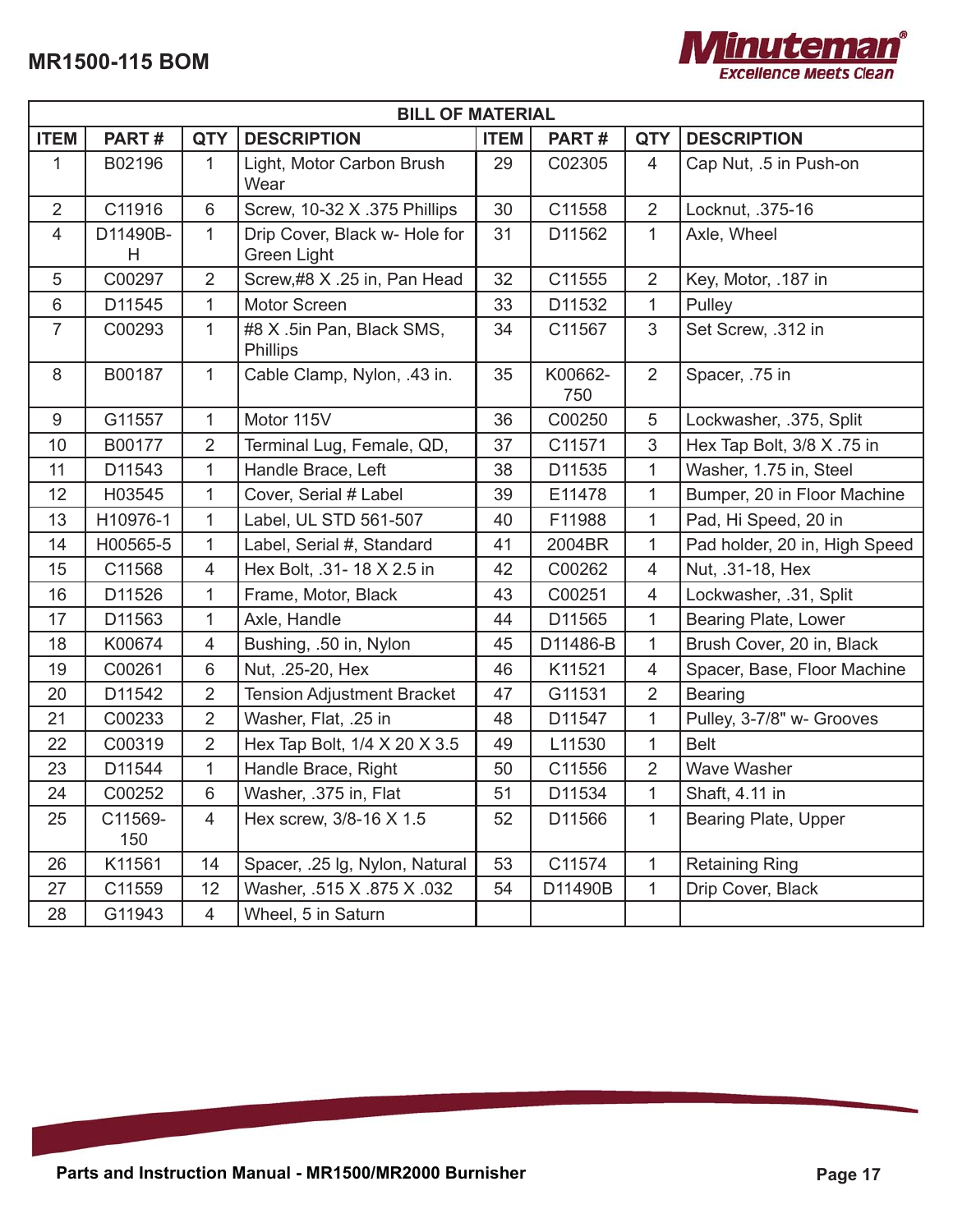# MR1500-115 BOM

| BILL OF MATERIAL | | | | | | | |
|---|---|---|---|---|---|---|---|
| ITEM | PART # | QTY | DESCRIPTION | ITEM | PART # | QTY | DESCRIPTION |
| 1 | B02196 | 1 | Light, Motor Carbon Brush Wear | 29 | C02305 | 4 | Cap Nut, .5 in Push-on |
| 2 | C11916 | 6 | Screw, 10-32 X .375 Phillips | 30 | C11558 | 2 | Locknut, .375-16 |
| 4 | D11490B-H | 1 | Drip Cover, Black w- Hole for Green Light | 31 | D11562 | 1 | Axle, Wheel |
| 5 | C00297 | 2 | Screw,#8 X .25 in, Pan Head | 32 | C11555 | 2 | Key, Motor, .187 in |
| 6 | D11545 | 1 | Motor Screen | 33 | D11532 | 1 | Pulley |
| 7 | C00293 | 1 | #8 X .5in Pan, Black SMS, Phillips | 34 | C11567 | 3 | Set Screw, .312 in |
| 8 | B00187 | 1 | Cable Clamp, Nylon, .43 in. | 35 | K00662-750 | 2 | Spacer, .75 in |
| 9 | G11557 | 1 | Motor 115V | 36 | C00250 | 5 | Lockwasher, .375, Split |
| 10 | B00177 | 2 | Terminal Lug, Female, QD, | 37 | C11571 | 3 | Hex Tap Bolt, 3/8 X .75 in |
| 11 | D11543 | 1 | Handle Brace, Left | 38 | D11535 | 1 | Washer, 1.75 in, Steel |
| 12 | H03545 | 1 | Cover, Serial # Label | 39 | E11478 | 1 | Bumper, 20 in Floor Machine |
| 13 | H10976-1 | 1 | Label, UL STD 561-507 | 40 | F11988 | 1 | Pad, Hi Speed, 20 in |
| 14 | H00565-5 | 1 | Label, Serial #, Standard | 41 | 2004BR | 1 | Pad holder, 20 in, High Speed |
| 15 | C11568 | 4 | Hex Bolt, .31- 18 X 2.5 in | 42 | C00262 | 4 | Nut, .31-18, Hex |
| 16 | D11526 | 1 | Frame, Motor, Black | 43 | C00251 | 4 | Lockwasher, .31, Split |
| 17 | D11563 | 1 | Axle, Handle | 44 | D11565 | 1 | Bearing Plate, Lower |
| 18 | K00674 | 4 | Bushing, .50 in, Nylon | 45 | D11486-B | 1 | Brush Cover, 20 in, Black |
| 19 | C00261 | 6 | Nut, .25-20, Hex | 46 | K11521 | 4 | Spacer, Base, Floor Machine |
| 20 | D11542 | 2 | Tension Adjustment Bracket | 47 | G11531 | 2 | Bearing |
| 21 | C00233 | 2 | Washer, Flat, .25 in | 48 | D11547 | 1 | Pulley, 3-7/8" w- Grooves |
| 22 | C00319 | 2 | Hex Tap Bolt, 1/4 X 20 X 3.5 | 49 | L11530 | 1 | Belt |
| 23 | D11544 | 1 | Handle Brace, Right | 50 | C11556 | 2 | Wave Washer |
| 24 | C00252 | 6 | Washer, .375 in, Flat | 51 | D11534 | 1 | Shaft, 4.11 in |
| 25 | C11569-150 | 4 | Hex screw, 3/8-16 X 1.5 | 52 | D11566 | 1 | Bearing Plate, Upper |
| 26 | K11561 | 14 | Spacer, .25 lg, Nylon, Natural | 53 | C11574 | 1 | Retaining Ring |
| 27 | C11559 | 12 | Washer, .515 X .875 X .032 | 54 | D11490B | 1 | Drip Cover, Black |
| 28 | G11943 | 4 | Wheel, 5 in Saturn | | | | |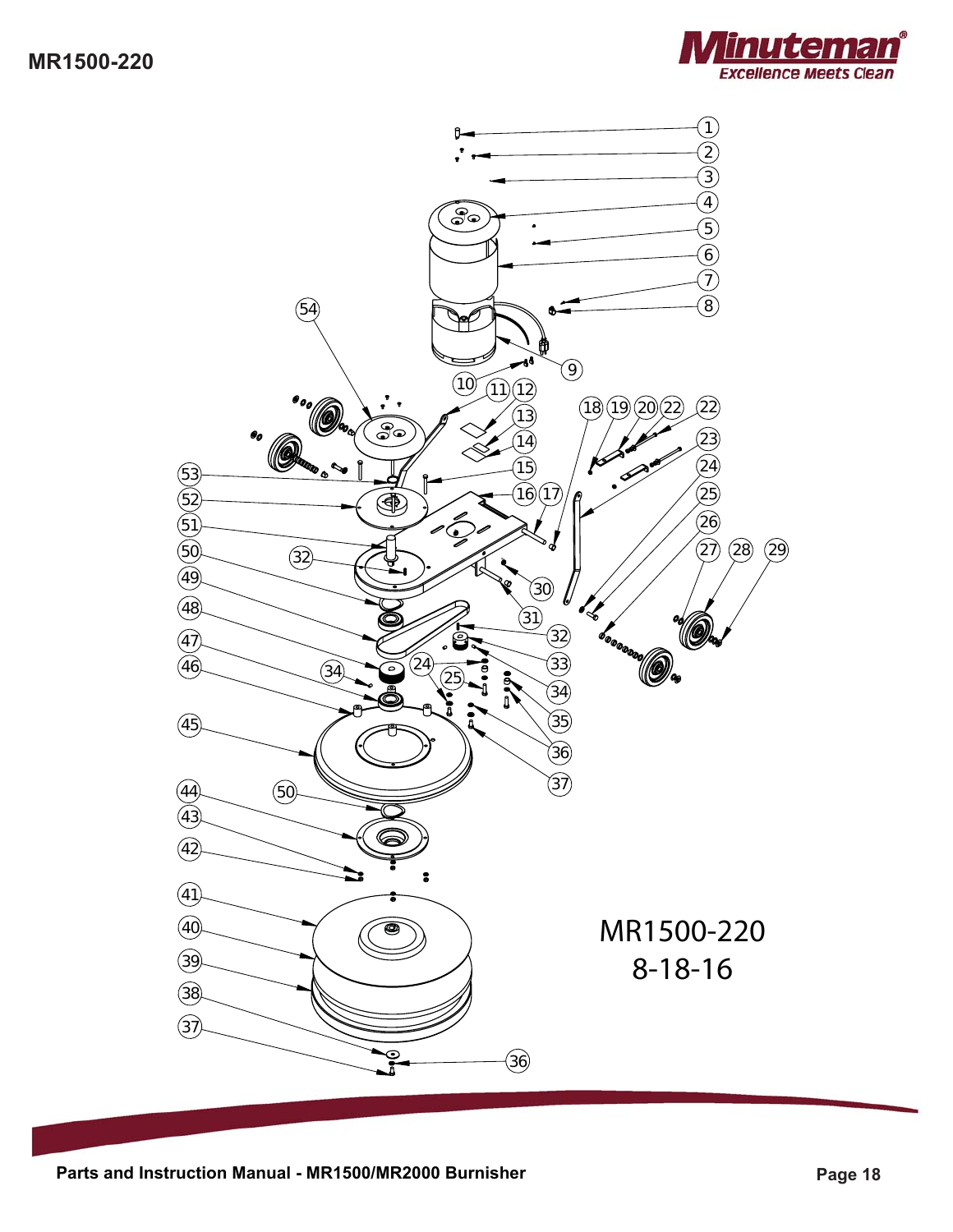MR1500-220

MR1500-220
8-18-16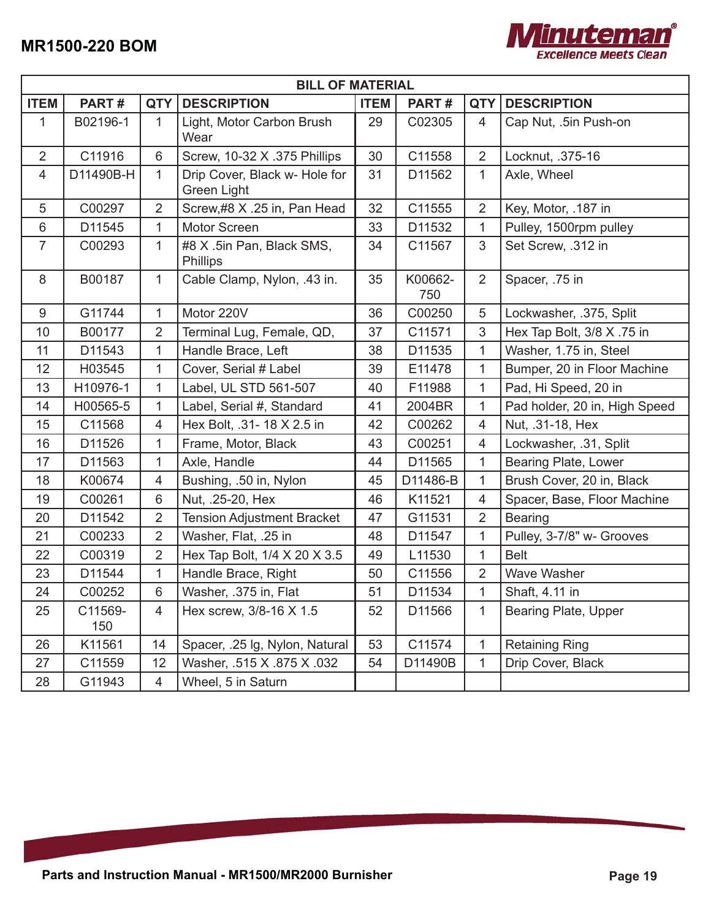# MR1500-220 BOM

| BILL OF MATERIAL | | | | | | | |
|---|---|---|---|---|---|---|---|
| ITEM | PART # | QTY | DESCRIPTION | ITEM | PART # | QTY | DESCRIPTION |
| 1 | B02196-1 | 1 | Light, Motor Carbon Brush Wear | 29 | C02305 | 4 | Cap Nut, .5in Push-on |
| 2 | C11916 | 6 | Screw, 10-32 X .375 Phillips | 30 | C11558 | 2 | Locknut, .375-16 |
| 4 | D11490B-H | 1 | Drip Cover, Black w- Hole for Green Light | 31 | D11562 | 1 | Axle, Wheel |
| 5 | C00297 | 2 | Screw,#8 X .25 in, Pan Head | 32 | C11555 | 2 | Key, Motor, .187 in |
| 6 | D11545 | 1 | Motor Screen | 33 | D11532 | 1 | Pulley, 1500rpm pulley |
| 7 | C00293 | 1 | #8 X .5in Pan, Black SMS, Phillips | 34 | C11567 | 3 | Set Screw, .312 in |
| 8 | B00187 | 1 | Cable Clamp, Nylon, .43 in. | 35 | K00662-750 | 2 | Spacer, .75 in |
| 9 | G11744 | 1 | Motor 220V | 36 | C00250 | 5 | Lockwasher, .375, Split |
| 10 | B00177 | 2 | Terminal Lug, Female, QD, | 37 | C11571 | 3 | Hex Tap Bolt, 3/8 X .75 in |
| 11 | D11543 | 1 | Handle Brace, Left | 38 | D11535 | 1 | Washer, 1.75 in, Steel |
| 12 | H03545 | 1 | Cover, Serial # Label | 39 | E11478 | 1 | Bumper, 20 in Floor Machine |
| 13 | H10976-1 | 1 | Label, UL STD 561-507 | 40 | F11988 | 1 | Pad, Hi Speed, 20 in |
| 14 | H00565-5 | 1 | Label, Serial #, Standard | 41 | 2004BR | 1 | Pad holder, 20 in, High Speed |
| 15 | C11568 | 4 | Hex Bolt, .31- 18 X 2.5 in | 42 | C00262 | 4 | Nut, .31-18, Hex |
| 16 | D11526 | 1 | Frame, Motor, Black | 43 | C00251 | 4 | Lockwasher, .31, Split |
| 17 | D11563 | 1 | Axle, Handle | 44 | D11565 | 1 | Bearing Plate, Lower |
| 18 | K00674 | 4 | Bushing, .50 in, Nylon | 45 | D11486-B | 1 | Brush Cover, 20 in, Black |
| 19 | C00261 | 6 | Nut, .25-20, Hex | 46 | K11521 | 4 | Spacer, Base, Floor Machine |
| 20 | D11542 | 2 | Tension Adjustment Bracket | 47 | G11531 | 2 | Bearing |
| 21 | C00233 | 2 | Washer, Flat, .25 in | 48 | D11547 | 1 | Pulley, 3-7/8" w- Grooves |
| 22 | C00319 | 2 | Hex Tap Bolt, 1/4 X 20 X 3.5 | 49 | L11530 | 1 | Belt |
| 23 | D11544 | 1 | Handle Brace, Right | 50 | C11556 | 2 | Wave Washer |
| 24 | C00252 | 6 | Washer, .375 in, Flat | 51 | D11534 | 1 | Shaft, 4.11 in |
| 25 | C11569-150 | 4 | Hex screw, 3/8-16 X 1.5 | 52 | D11566 | 1 | Bearing Plate, Upper |
| 26 | K11561 | 14 | Spacer, .25 lg, Nylon, Natural | 53 | C11574 | 1 | Retaining Ring |
| 27 | C11559 | 12 | Washer, .515 X .875 X .032 | 54 | D11490B | 1 | Drip Cover, Black |
| 28 | G11943 | 4 | Wheel, 5 in Saturn | | | | |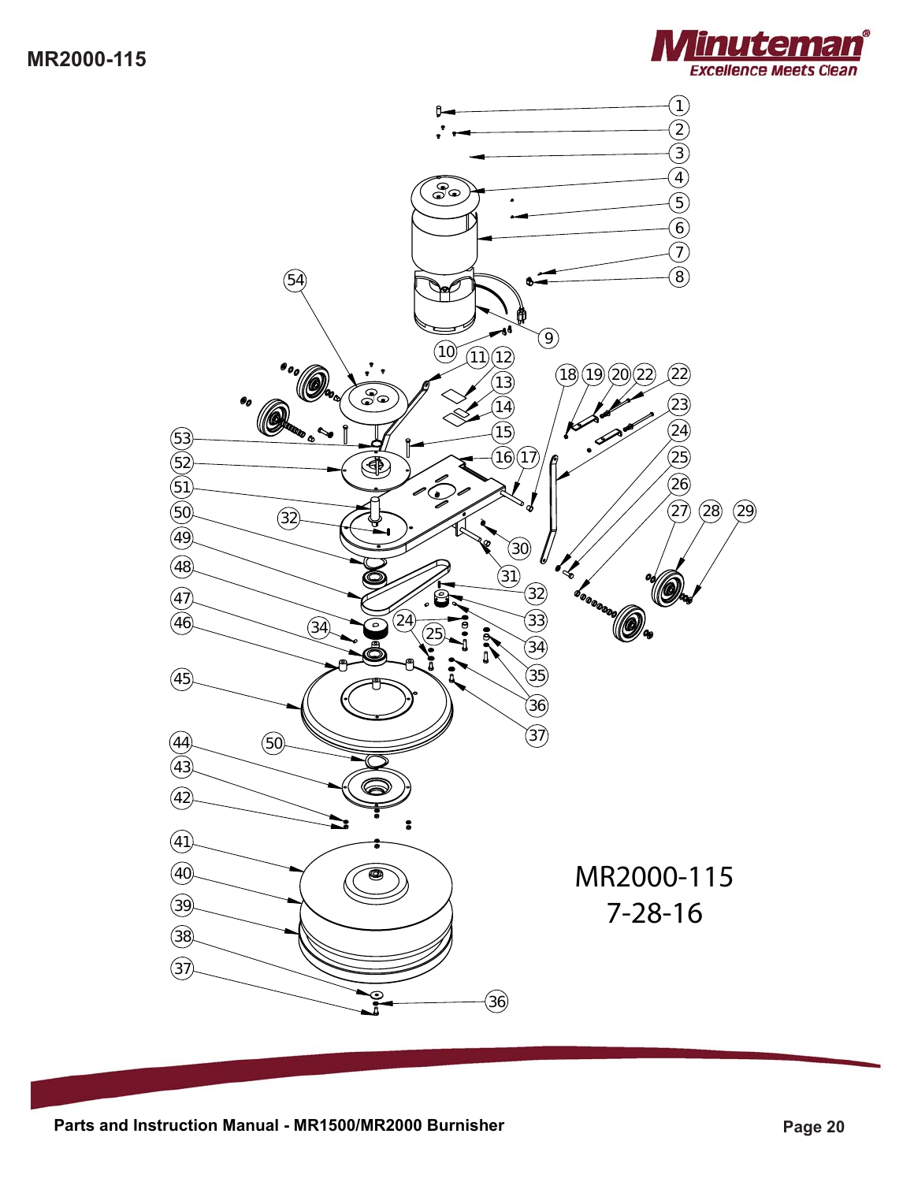# MR2000-115

MR2000-115
7-28-16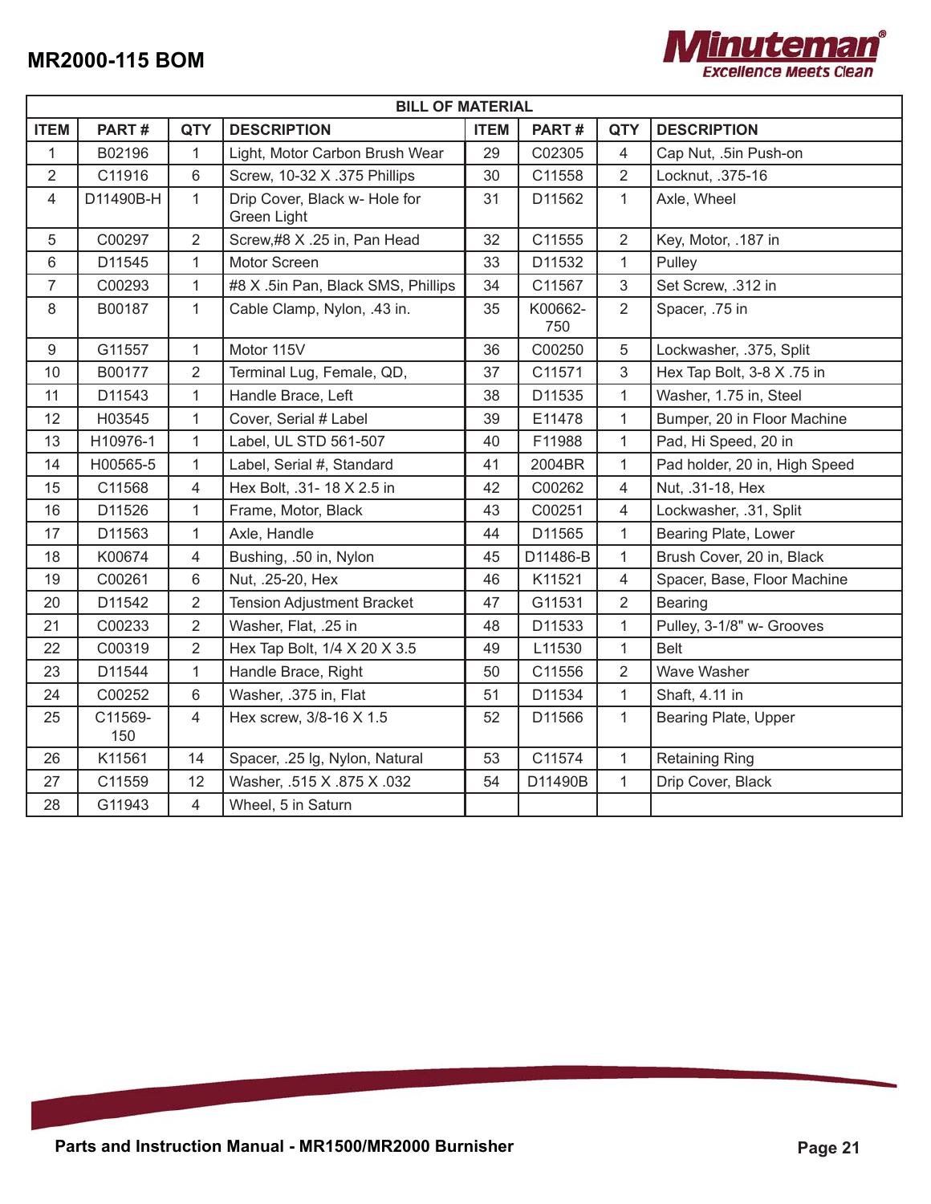# MR2000-115 BOM

| BILL OF MATERIAL | | | | | | | |
|---|---|---|---|---|---|---|---|
| ITEM | PART # | QTY | DESCRIPTION | ITEM | PART # | QTY | DESCRIPTION |
| 1 | B02196 | 1 | Light, Motor Carbon Brush Wear | 29 | C02305 | 4 | Cap Nut, .5in Push-on |
| 2 | C11916 | 6 | Screw, 10-32 X .375 Phillips | 30 | C11558 | 2 | Locknut, .375-16 |
| 4 | D11490B-H | 1 | Drip Cover, Black w- Hole for Green Light | 31 | D11562 | 1 | Axle, Wheel |
| 5 | C00297 | 2 | Screw,#8 X .25 in, Pan Head | 32 | C11555 | 2 | Key, Motor, .187 in |
| 6 | D11545 | 1 | Motor Screen | 33 | D11532 | 1 | Pulley |
| 7 | C00293 | 1 | #8 X .5in Pan, Black SMS, Phillips | 34 | C11567 | 3 | Set Screw, .312 in |
| 8 | B00187 | 1 | Cable Clamp, Nylon, .43 in. | 35 | K00662-750 | 2 | Spacer, .75 in |
| 9 | G11557 | 1 | Motor 115V | 36 | C00250 | 5 | Lockwasher, .375, Split |
| 10 | B00177 | 2 | Terminal Lug, Female, QD, | 37 | C11571 | 3 | Hex Tap Bolt, 3-8 X .75 in |
| 11 | D11543 | 1 | Handle Brace, Left | 38 | D11535 | 1 | Washer, 1.75 in, Steel |
| 12 | H03545 | 1 | Cover, Serial # Label | 39 | E11478 | 1 | Bumper, 20 in Floor Machine |
| 13 | H10976-1 | 1 | Label, UL STD 561-507 | 40 | F11988 | 1 | Pad, Hi Speed, 20 in |
| 14 | H00565-5 | 1 | Label, Serial #, Standard | 41 | 2004BR | 1 | Pad holder, 20 in, High Speed |
| 15 | C11568 | 4 | Hex Bolt, .31- 18 X 2.5 in | 42 | C00262 | 4 | Nut, .31-18, Hex |
| 16 | D11526 | 1 | Frame, Motor, Black | 43 | C00251 | 4 | Lockwasher, .31, Split |
| 17 | D11563 | 1 | Axle, Handle | 44 | D11565 | 1 | Bearing Plate, Lower |
| 18 | K00674 | 4 | Bushing, .50 in, Nylon | 45 | D11486-B | 1 | Brush Cover, 20 in, Black |
| 19 | C00261 | 6 | Nut, .25-20, Hex | 46 | K11521 | 4 | Spacer, Base, Floor Machine |
| 20 | D11542 | 2 | Tension Adjustment Bracket | 47 | G11531 | 2 | Bearing |
| 21 | C00233 | 2 | Washer, Flat, .25 in | 48 | D11533 | 1 | Pulley, 3-1/8" w- Grooves |
| 22 | C00319 | 2 | Hex Tap Bolt, 1/4 X 20 X 3.5 | 49 | L11530 | 1 | Belt |
| 23 | D11544 | 1 | Handle Brace, Right | 50 | C11556 | 2 | Wave Washer |
| 24 | C00252 | 6 | Washer, .375 in, Flat | 51 | D11534 | 1 | Shaft, 4.11 in |
| 25 | C11569-150 | 4 | Hex screw, 3/8-16 X 1.5 | 52 | D11566 | 1 | Bearing Plate, Upper |
| 26 | K11561 | 14 | Spacer, .25 lg, Nylon, Natural | 53 | C11574 | 1 | Retaining Ring |
| 27 | C11559 | 12 | Washer, .515 X .875 X .032 | 54 | D11490B | 1 | Drip Cover, Black |
| 28 | G11943 | 4 | Wheel, 5 in Saturn | | | | |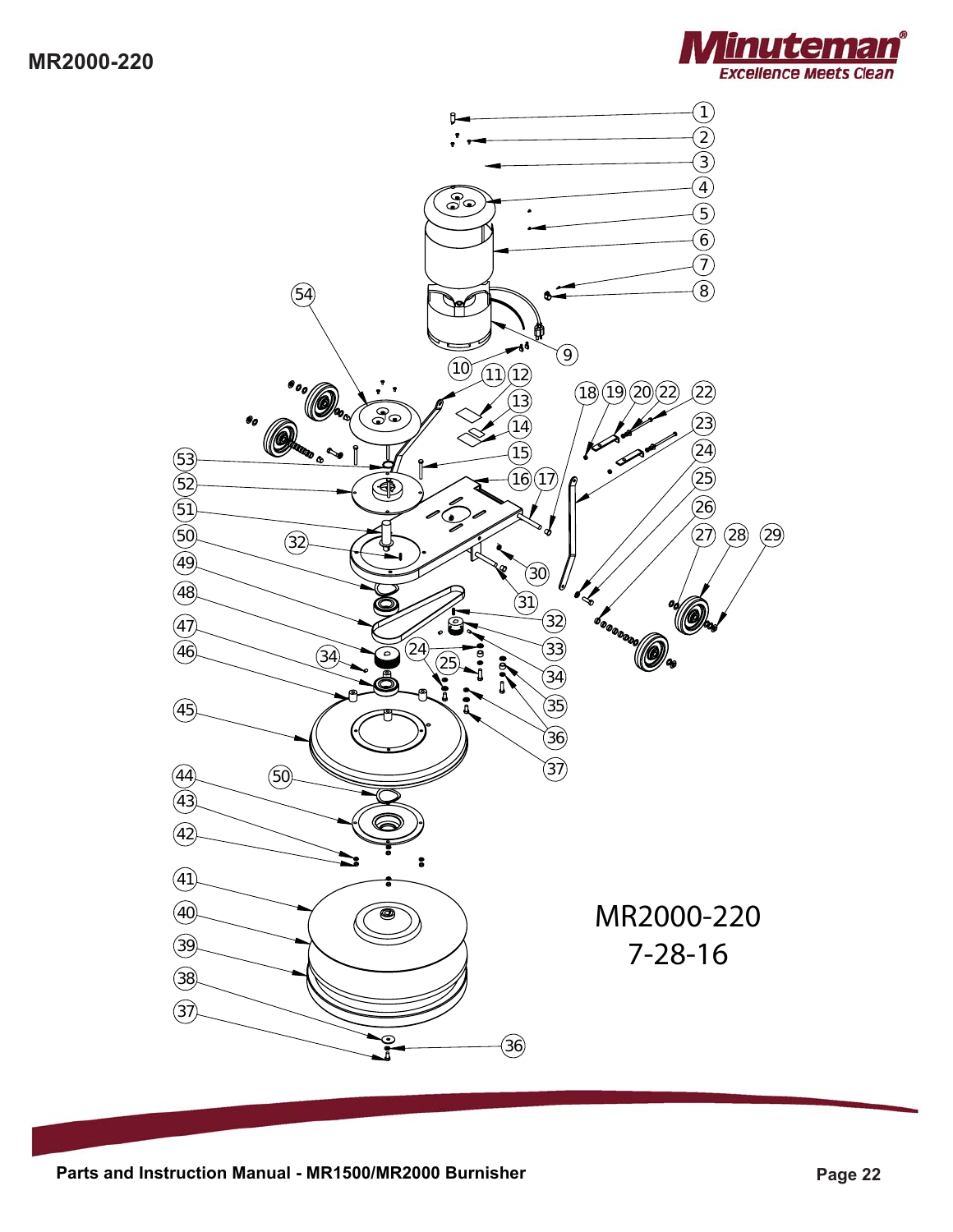MR2000-220

MR2000-220
7-28-16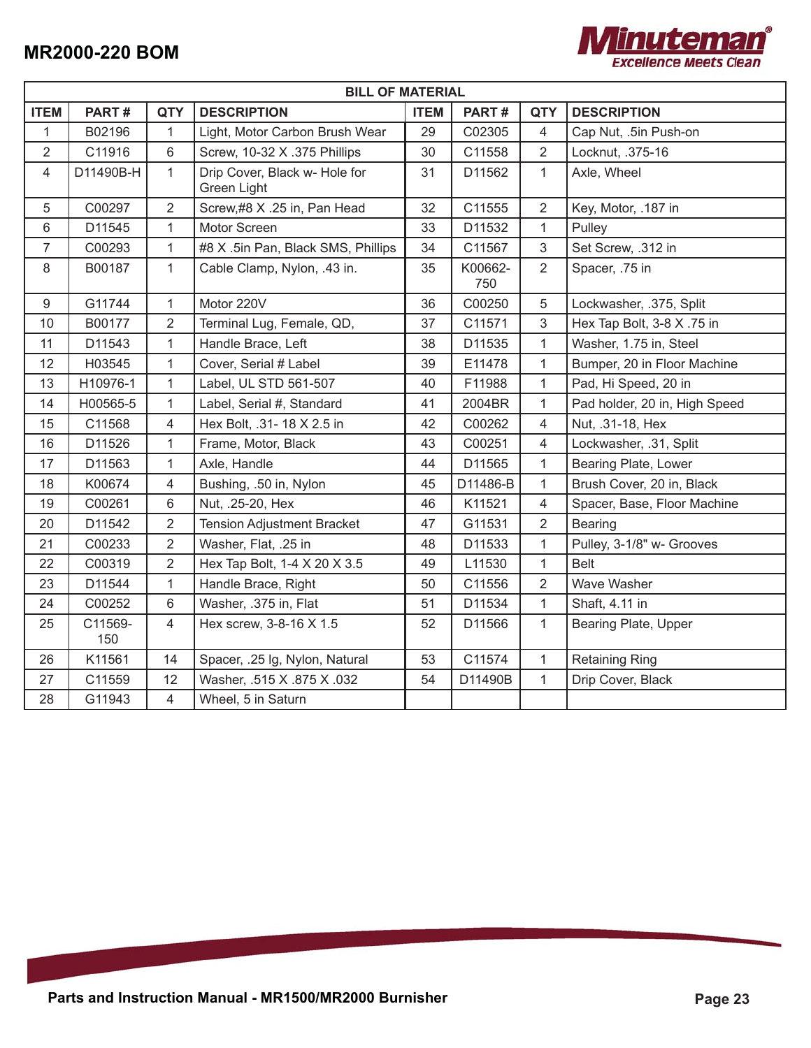# MR2000-220 BOM

| BILL OF MATERIAL | | | | | | | |
|---|---|---|---|---|---|---|---|
| ITEM | PART # | QTY | DESCRIPTION | ITEM | PART # | QTY | DESCRIPTION |
| 1 | B02196 | 1 | Light, Motor Carbon Brush Wear | 29 | C02305 | 4 | Cap Nut, .5in Push-on |
| 2 | C11916 | 6 | Screw, 10-32 X .375 Phillips | 30 | C11558 | 2 | Locknut, .375-16 |
| 4 | D11490B-H | 1 | Drip Cover, Black w- Hole for Green Light | 31 | D11562 | 1 | Axle, Wheel |
| 5 | C00297 | 2 | Screw,#8 X .25 in, Pan Head | 32 | C11555 | 2 | Key, Motor, .187 in |
| 6 | D11545 | 1 | Motor Screen | 33 | D11532 | 1 | Pulley |
| 7 | C00293 | 1 | #8 X .5in Pan, Black SMS, Phillips | 34 | C11567 | 3 | Set Screw, .312 in |
| 8 | B00187 | 1 | Cable Clamp, Nylon, .43 in. | 35 | K00662-750 | 2 | Spacer, .75 in |
| 9 | G11744 | 1 | Motor 220V | 36 | C00250 | 5 | Lockwasher, .375, Split |
| 10 | B00177 | 2 | Terminal Lug, Female, QD, | 37 | C11571 | 3 | Hex Tap Bolt, 3-8 X .75 in |
| 11 | D11543 | 1 | Handle Brace, Left | 38 | D11535 | 1 | Washer, 1.75 in, Steel |
| 12 | H03545 | 1 | Cover, Serial # Label | 39 | E11478 | 1 | Bumper, 20 in Floor Machine |
| 13 | H10976-1 | 1 | Label, UL STD 561-507 | 40 | F11988 | 1 | Pad, Hi Speed, 20 in |
| 14 | H00565-5 | 1 | Label, Serial #, Standard | 41 | 2004BR | 1 | Pad holder, 20 in, High Speed |
| 15 | C11568 | 4 | Hex Bolt, .31- 18 X 2.5 in | 42 | C00262 | 4 | Nut, .31-18, Hex |
| 16 | D11526 | 1 | Frame, Motor, Black | 43 | C00251 | 4 | Lockwasher, .31, Split |
| 17 | D11563 | 1 | Axle, Handle | 44 | D11565 | 1 | Bearing Plate, Lower |
| 18 | K00674 | 4 | Bushing, .50 in, Nylon | 45 | D11486-B | 1 | Brush Cover, 20 in, Black |
| 19 | C00261 | 6 | Nut, .25-20, Hex | 46 | K11521 | 4 | Spacer, Base, Floor Machine |
| 20 | D11542 | 2 | Tension Adjustment Bracket | 47 | G11531 | 2 | Bearing |
| 21 | C00233 | 2 | Washer, Flat, .25 in | 48 | D11533 | 1 | Pulley, 3-1/8" w- Grooves |
| 22 | C00319 | 2 | Hex Tap Bolt, 1-4 X 20 X 3.5 | 49 | L11530 | 1 | Belt |
| 23 | D11544 | 1 | Handle Brace, Right | 50 | C11556 | 2 | Wave Washer |
| 24 | C00252 | 6 | Washer, .375 in, Flat | 51 | D11534 | 1 | Shaft, 4.11 in |
| 25 | C11569-150 | 4 | Hex screw, 3-8-16 X 1.5 | 52 | D11566 | 1 | Bearing Plate, Upper |
| 26 | K11561 | 14 | Spacer, .25 lg, Nylon, Natural | 53 | C11574 | 1 | Retaining Ring |
| 27 | C11559 | 12 | Washer, .515 X .875 X .032 | 54 | D11490B | 1 | Drip Cover, Black |
| 28 | G11943 | 4 | Wheel, 5 in Saturn | | | | |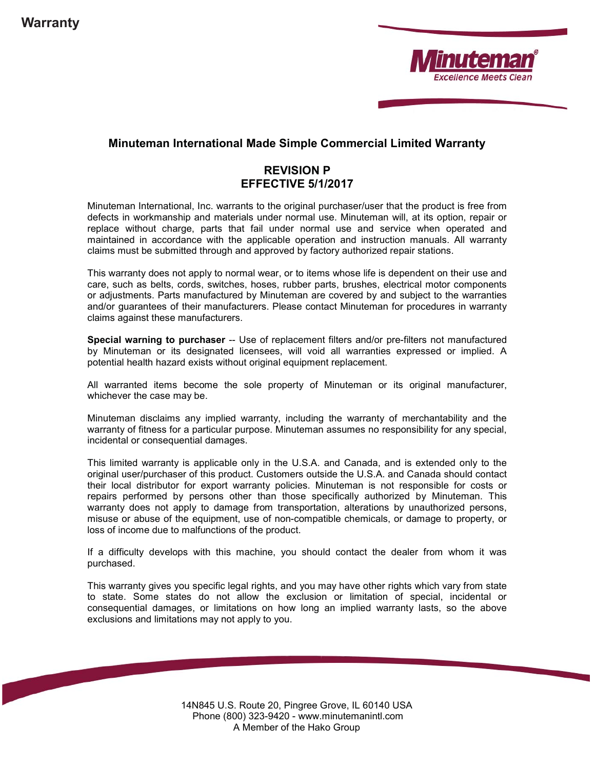# Warranty

Minuteman®
Excellence Meets Clean

## Minuteman International Made Simple Commercial Limited Warranty

### REVISION P
### EFFECTIVE 5/1/2017

Minuteman International, Inc. warrants to the original purchaser/user that the product is free from defects in workmanship and materials under normal use. Minuteman will, at its option, repair or replace without charge, parts that fail under normal use and service when operated and maintained in accordance with the applicable operation and instruction manuals. All warranty claims must be submitted through and approved by factory authorized repair stations.

This warranty does not apply to normal wear, or to items whose life is dependent on their use and care, such as belts, cords, switches, hoses, rubber parts, brushes, electrical motor components or adjustments. Parts manufactured by Minuteman are covered by and subject to the warranties and/or guarantees of their manufacturers. Please contact Minuteman for procedures in warranty claims against these manufacturers.

**Special warning to purchaser** -- Use of replacement filters and/or pre-filters not manufactured by Minuteman or its designated licensees, will void all warranties expressed or implied. A potential health hazard exists without original equipment replacement.

All warranted items become the sole property of Minuteman or its original manufacturer, whichever the case may be.

Minuteman disclaims any implied warranty, including the warranty of merchantability and the warranty of fitness for a particular purpose. Minuteman assumes no responsibility for any special, incidental or consequential damages.

This limited warranty is applicable only in the U.S.A. and Canada, and is extended only to the original user/purchaser of this product. Customers outside the U.S.A. and Canada should contact their local distributor for export warranty policies. Minuteman is not responsible for costs or repairs performed by persons other than those specifically authorized by Minuteman. This warranty does not apply to damage from transportation, alterations by unauthorized persons, misuse or abuse of the equipment, use of non-compatible chemicals, or damage to property, or loss of income due to malfunctions of the product.

If a difficulty develops with this machine, you should contact the dealer from whom it was purchased.

This warranty gives you specific legal rights, and you may have other rights which vary from state to state. Some states do not allow the exclusion or limitation of special, incidental or consequential damages, or limitations on how long an implied warranty lasts, so the above exclusions and limitations may not apply to you.

14N845 U.S. Route 20, Pingree Grove, IL 60140 USA
Phone (800) 323-9420 - www.minutemanintl.com
A Member of the Hako Group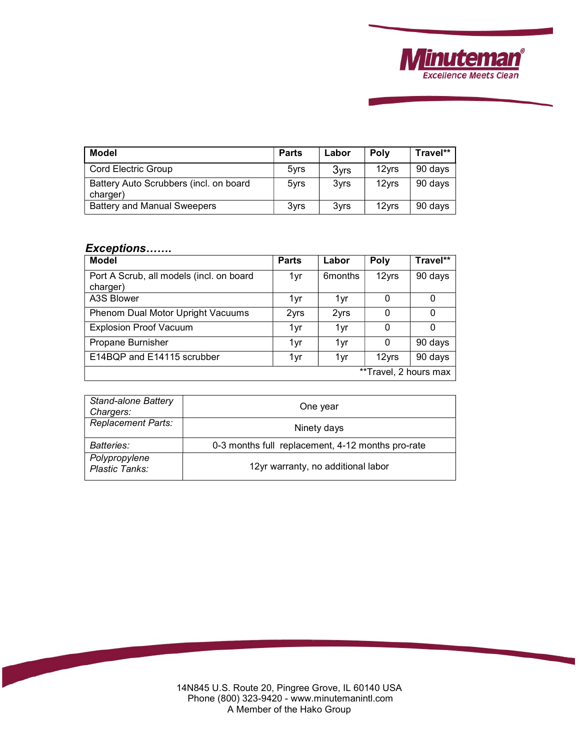| Model | Parts | Labor | Poly | Travel** |
|---|---|---|---|---|
| Cord Electric Group | 5yrs | 3yrs | 12yrs | 90 days |
| Battery Auto Scrubbers (incl. on board charger) | 5yrs | 3yrs | 12yrs | 90 days |
| Battery and Manual Sweepers | 3yrs | 3yrs | 12yrs | 90 days |

***Exceptions…….***

| Model | Parts | Labor | Poly | Travel** |
|---|---|---|---|---|
| Port A Scrub, all models (incl. on board charger) | 1yr | 6months | 12yrs | 90 days |
| A3S Blower | 1yr | 1yr | 0 | 0 |
| Phenom Dual Motor Upright Vacuums | 2yrs | 2yrs | 0 | 0 |
| Explosion Proof Vacuum | 1yr | 1yr | 0 | 0 |
| Propane Burnisher | 1yr | 1yr | 0 | 90 days |
| E14BQP and E14115 scrubber | 1yr | 1yr | 12yrs | 90 days |
| | | | | **Travel, 2 hours max |

| | |
|---|---|
| *Stand-alone Battery Chargers:* | One year |
| *Replacement Parts:* | Ninety days |
| *Batteries:* | 0-3 months full replacement, 4-12 months pro-rate |
| *Polypropylene Plastic Tanks:* | 12yr warranty, no additional labor |

14N845 U.S. Route 20, Pingree Grove, IL 60140 USA
Phone (800) 323-9420 - www.minutemanintl.com
A Member of the Hako Group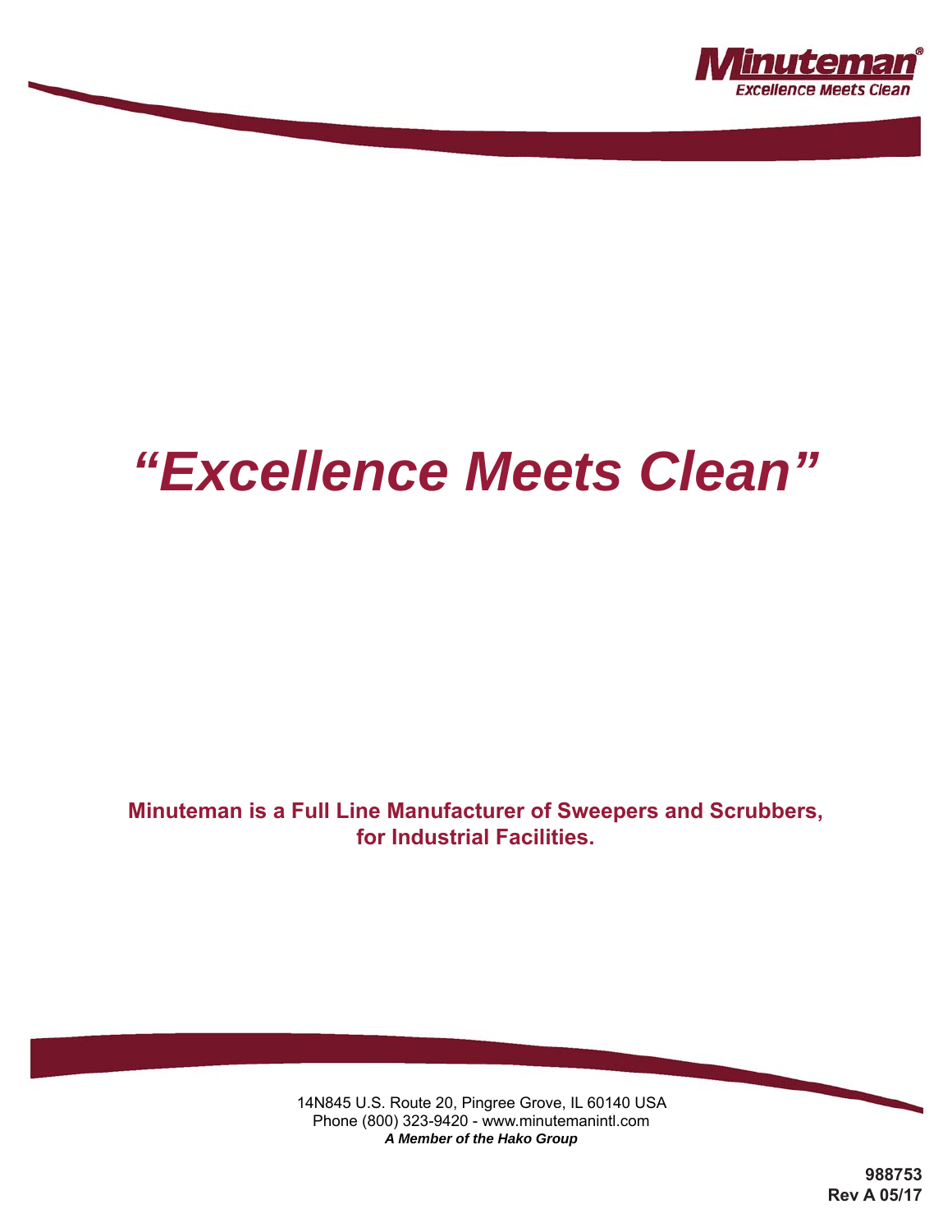Minuteman®

Excellence Meets Clean

# *“Excellence Meets Clean”*

**Minuteman is a Full Line Manufacturer of Sweepers and Scrubbers, for Industrial Facilities.**

14N845 U.S. Route 20, Pingree Grove, IL 60140 USA
Phone (800) 323-9420 - www.minutemanintl.com
***A Member of the Hako Group***

**988753**
**Rev A 05/17**